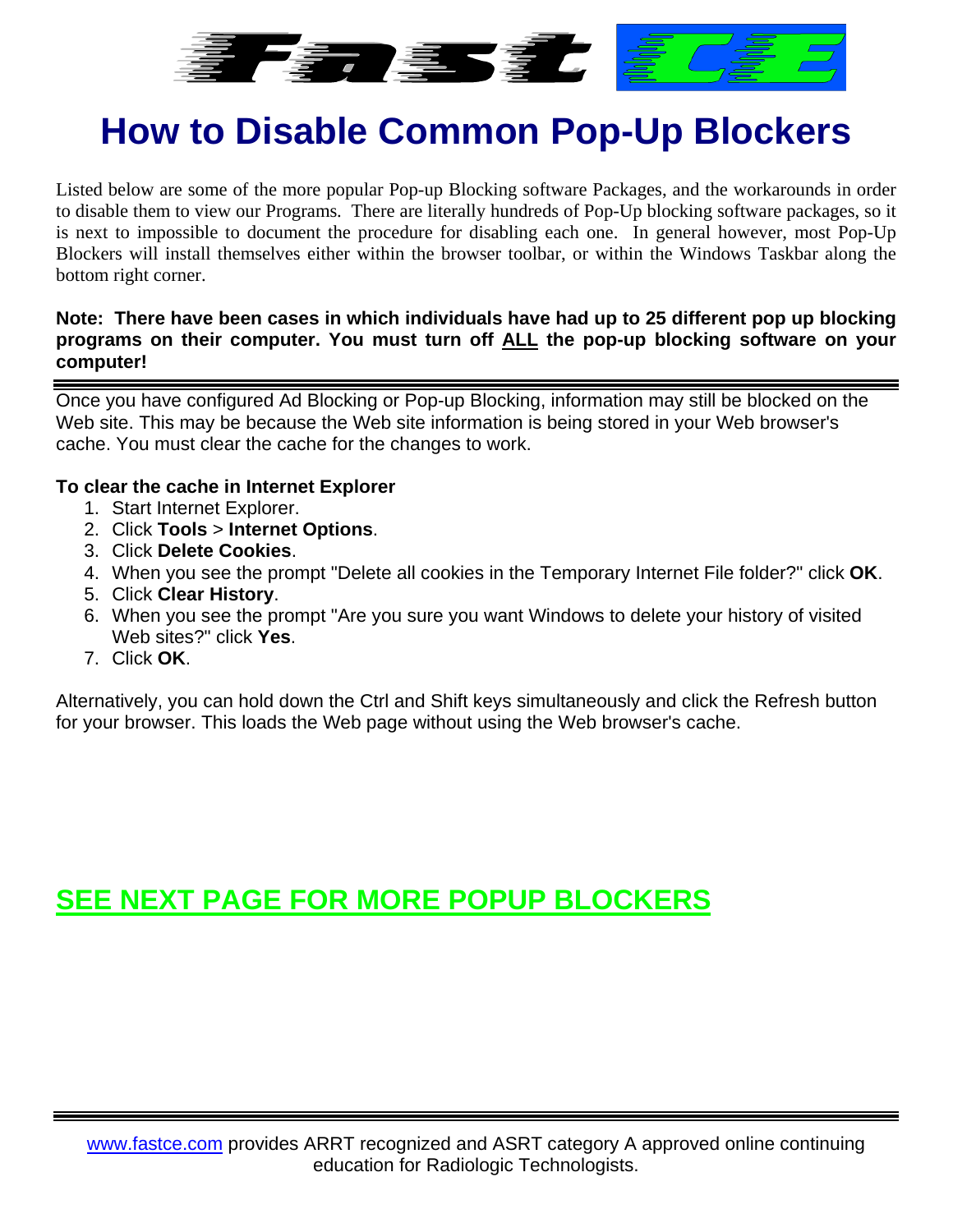# How to Disable Common Pop-Up Blockers

Listed below are some of the more popular Pop-up Blocking software Packages, and the workarounds in order to disable them to view our Programs. There are literally hundreds of Pop-Up blocking software packages, so it is next to impossible to document the procedure for disabling each one. In general however, most Pop-Up Blockers will install themselves either within the browser toolbar, or within the Windows Taskbar along the bottom right corner.

**Note: There have been cases in which individuals have had up to 25 different pop up blocking programs on their computer. You must turn off ALL the pop-up blocking software on your computer!**

---

Once you have configured Ad Blocking or Pop-up Blocking, information may still be blocked on the Web site. This may be because the Web site information is being stored in your Web browser's cache. You must clear the cache for the changes to work.

**To clear the cache in Internet Explorer**

1. Start Internet Explorer.
2. Click **Tools** > **Internet Options**.
3. Click **Delete Cookies**.
4. When you see the prompt "Delete all cookies in the Temporary Internet File folder?" click **OK**.
5. Click **Clear History**.
6. When you see the prompt "Are you sure you want Windows to delete your history of visited Web sites?" click **Yes**.
7. Click **OK**.

Alternatively, you can hold down the Ctrl and Shift keys simultaneously and click the Refresh button for your browser. This loads the Web page without using the Web browser's cache.

**SEE NEXT PAGE FOR MORE POPUP BLOCKERS**

---

www.fastce.com provides ARRT recognized and ASRT category A approved online continuing education for Radiologic Technologists.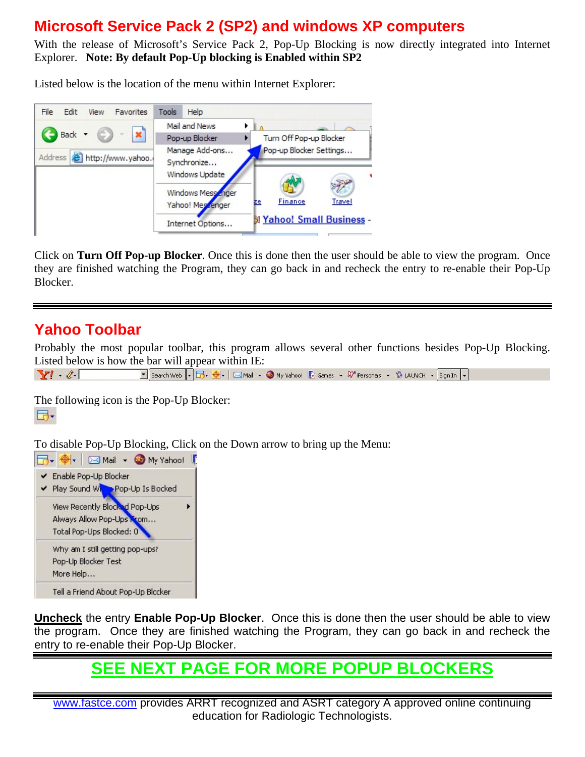## Microsoft Service Pack 2 (SP2) and windows XP computers

With the release of Microsoft's Service Pack 2, Pop-Up Blocking is now directly integrated into Internet Explorer. **Note: By default Pop-Up blocking is Enabled within SP2**

Listed below is the location of the menu within Internet Explorer:

Click on **Turn Off Pop-up Blocker**. Once this is done then the user should be able to view the program. Once they are finished watching the Program, they can go back in and recheck the entry to re-enable their Pop-Up Blocker.

---

## Yahoo Toolbar

Probably the most popular toolbar, this program allows several other functions besides Pop-Up Blocking. Listed below is how the bar will appear within IE:

The following icon is the Pop-Up Blocker:

To disable Pop-Up Blocking, Click on the Down arrow to bring up the Menu:

**Uncheck** the entry **Enable Pop-Up Blocker**. Once this is done then the user should be able to view the program. Once they are finished watching the Program, they can go back in and recheck the entry to re-enable their Pop-Up Blocker.

---

## SEE NEXT PAGE FOR MORE POPUP BLOCKERS

---

www.fastce.com provides ARRT recognized and ASRT category A approved online continuing education for Radiologic Technologists.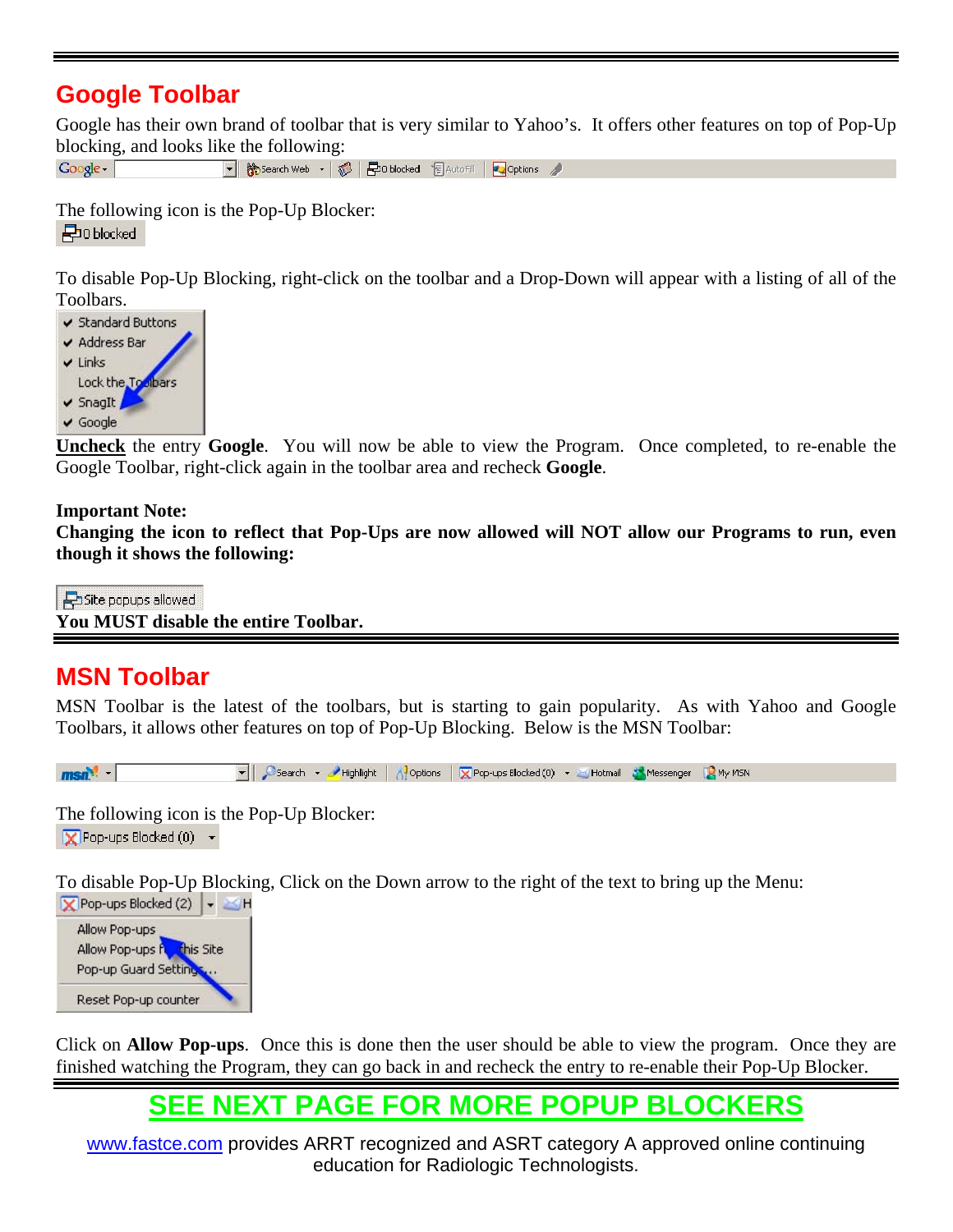## Google Toolbar

Google has their own brand of toolbar that is very similar to Yahoo's. It offers other features on top of Pop-Up blocking, and looks like the following:

The following icon is the Pop-Up Blocker:

To disable Pop-Up Blocking, right-click on the toolbar and a Drop-Down will appear with a listing of all of the Toolbars.

**Uncheck** the entry **Google**. You will now be able to view the Program. Once completed, to re-enable the Google Toolbar, right-click again in the toolbar area and recheck **Google**.

**Important Note:**
**Changing the icon to reflect that Pop-Ups are now allowed will NOT allow our Programs to run, even though it shows the following:**

**You MUST disable the entire Toolbar.**

## MSN Toolbar

MSN Toolbar is the latest of the toolbars, but is starting to gain popularity. As with Yahoo and Google Toolbars, it allows other features on top of Pop-Up Blocking. Below is the MSN Toolbar:

The following icon is the Pop-Up Blocker:

To disable Pop-Up Blocking, Click on the Down arrow to the right of the text to bring up the Menu:

Click on **Allow Pop-ups**. Once this is done then the user should be able to view the program. Once they are finished watching the Program, they can go back in and recheck the entry to re-enable their Pop-Up Blocker.

**SEE NEXT PAGE FOR MORE POPUP BLOCKERS**

www.fastce.com provides ARRT recognized and ASRT category A approved online continuing education for Radiologic Technologists.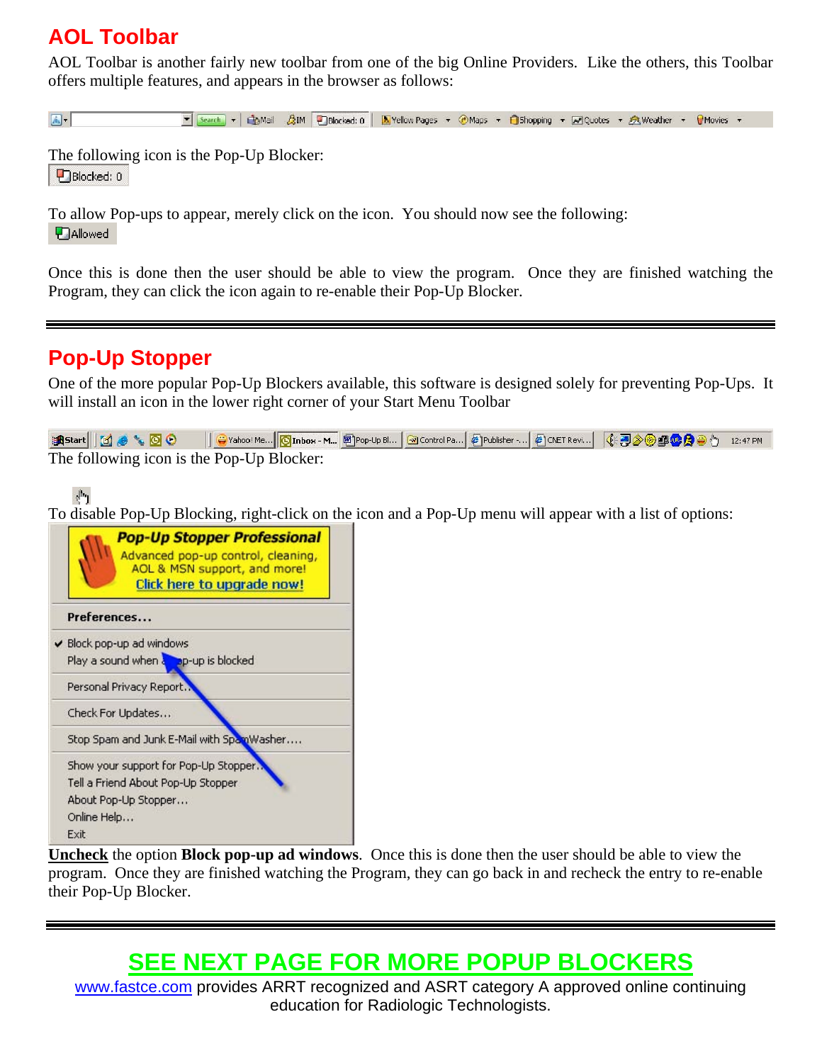## AOL Toolbar

AOL Toolbar is another fairly new toolbar from one of the big Online Providers. Like the others, this Toolbar offers multiple features, and appears in the browser as follows:

The following icon is the Pop-Up Blocker:

To allow Pop-ups to appear, merely click on the icon. You should now see the following:

Once this is done then the user should be able to view the program. Once they are finished watching the Program, they can click the icon again to re-enable their Pop-Up Blocker.

---

## Pop-Up Stopper

One of the more popular Pop-Up Blockers available, this software is designed solely for preventing Pop-Ups. It will install an icon in the lower right corner of your Start Menu Toolbar

The following icon is the Pop-Up Blocker:

To disable Pop-Up Blocking, right-click on the icon and a Pop-Up menu will appear with a list of options:

**Uncheck** the option **Block pop-up ad windows**. Once this is done then the user should be able to view the program. Once they are finished watching the Program, they can go back in and recheck the entry to re-enable their Pop-Up Blocker.

---

## SEE NEXT PAGE FOR MORE POPUP BLOCKERS

www.fastce.com provides ARRT recognized and ASRT category A approved online continuing education for Radiologic Technologists.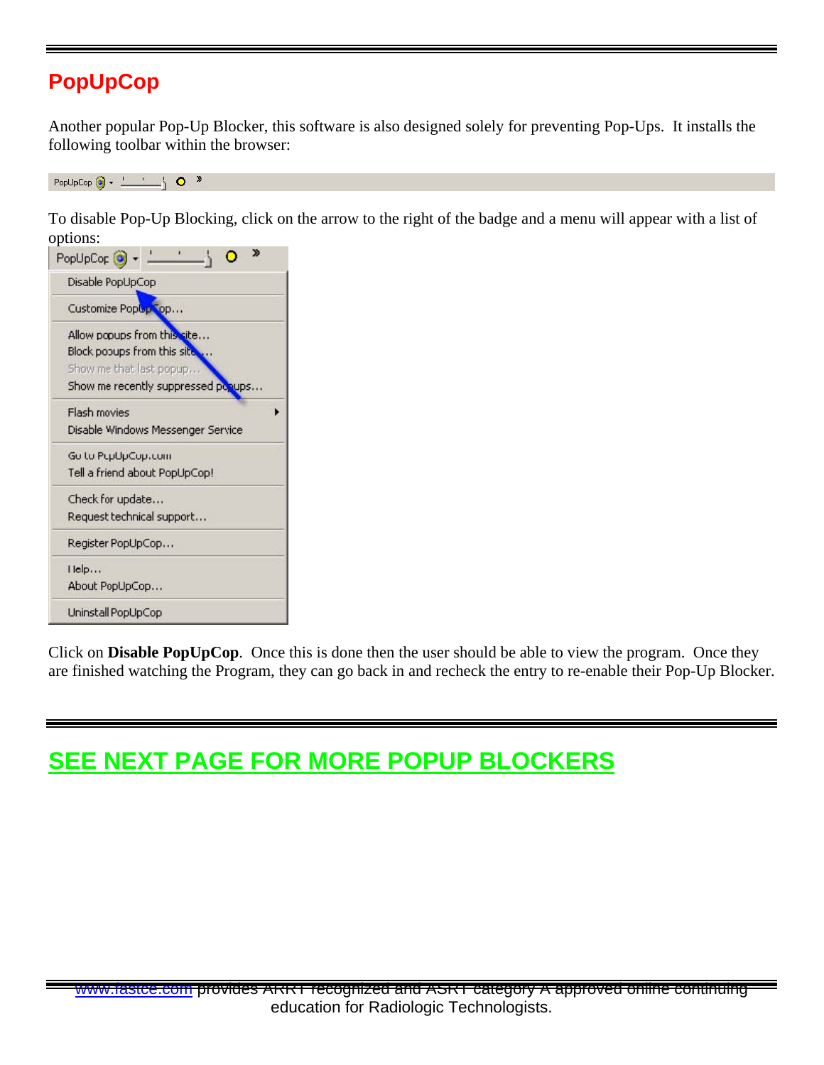## PopUpCop

Another popular Pop-Up Blocker, this software is also designed solely for preventing Pop-Ups. It installs the following toolbar within the browser:

To disable Pop-Up Blocking, click on the arrow to the right of the badge and a menu will appear with a list of options:

Click on **Disable PopUpCop**. Once this is done then the user should be able to view the program. Once they are finished watching the Program, they can go back in and recheck the entry to re-enable their Pop-Up Blocker.

## SEE NEXT PAGE FOR MORE POPUP BLOCKERS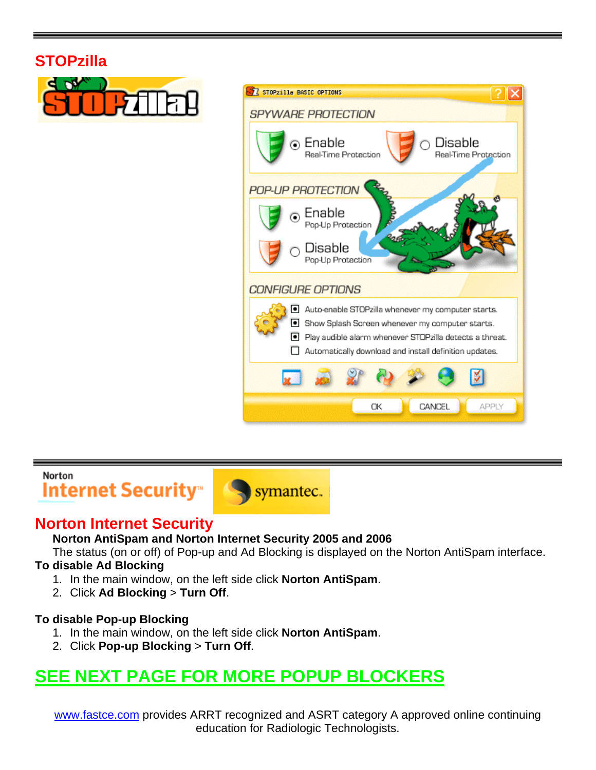## STOPzilla

---

Norton Internet Security™

## Norton Internet Security

**Norton AntiSpam and Norton Internet Security 2005 and 2006**

The status (on or off) of Pop-up and Ad Blocking is displayed on the Norton AntiSpam interface.

**To disable Ad Blocking**

1. In the main window, on the left side click **Norton AntiSpam**.
2. Click **Ad Blocking** > **Turn Off**.

**To disable Pop-up Blocking**

1. In the main window, on the left side click **Norton AntiSpam**.
2. Click **Pop-up Blocking** > **Turn Off**.

## SEE NEXT PAGE FOR MORE POPUP BLOCKERS

www.fastce.com provides ARRT recognized and ASRT category A approved online continuing education for Radiologic Technologists.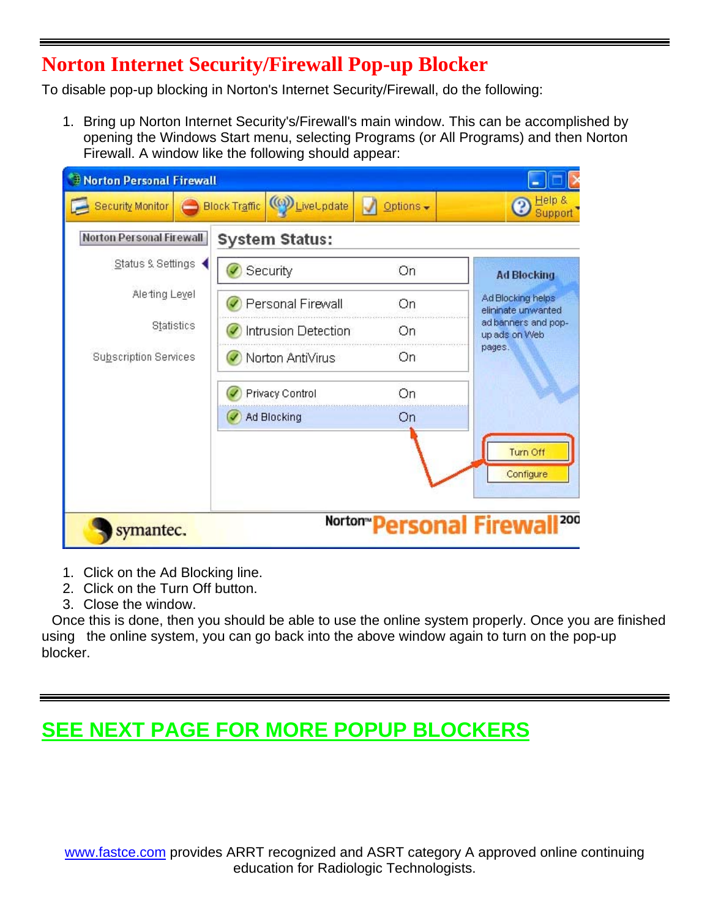## Norton Internet Security/Firewall Pop-up Blocker

To disable pop-up blocking in Norton's Internet Security/Firewall, do the following:

1. Bring up Norton Internet Security's/Firewall's main window. This can be accomplished by opening the Windows Start menu, selecting Programs (or All Programs) and then Norton Firewall. A window like the following should appear:

1. Click on the Ad Blocking line.
2. Click on the Turn Off button.
3. Close the window.

Once this is done, then you should be able to use the online system properly. Once you are finished using the online system, you can go back into the above window again to turn on the pop-up blocker.

---

## SEE NEXT PAGE FOR MORE POPUP BLOCKERS

www.fastce.com provides ARRT recognized and ASRT category A approved online continuing education for Radiologic Technologists.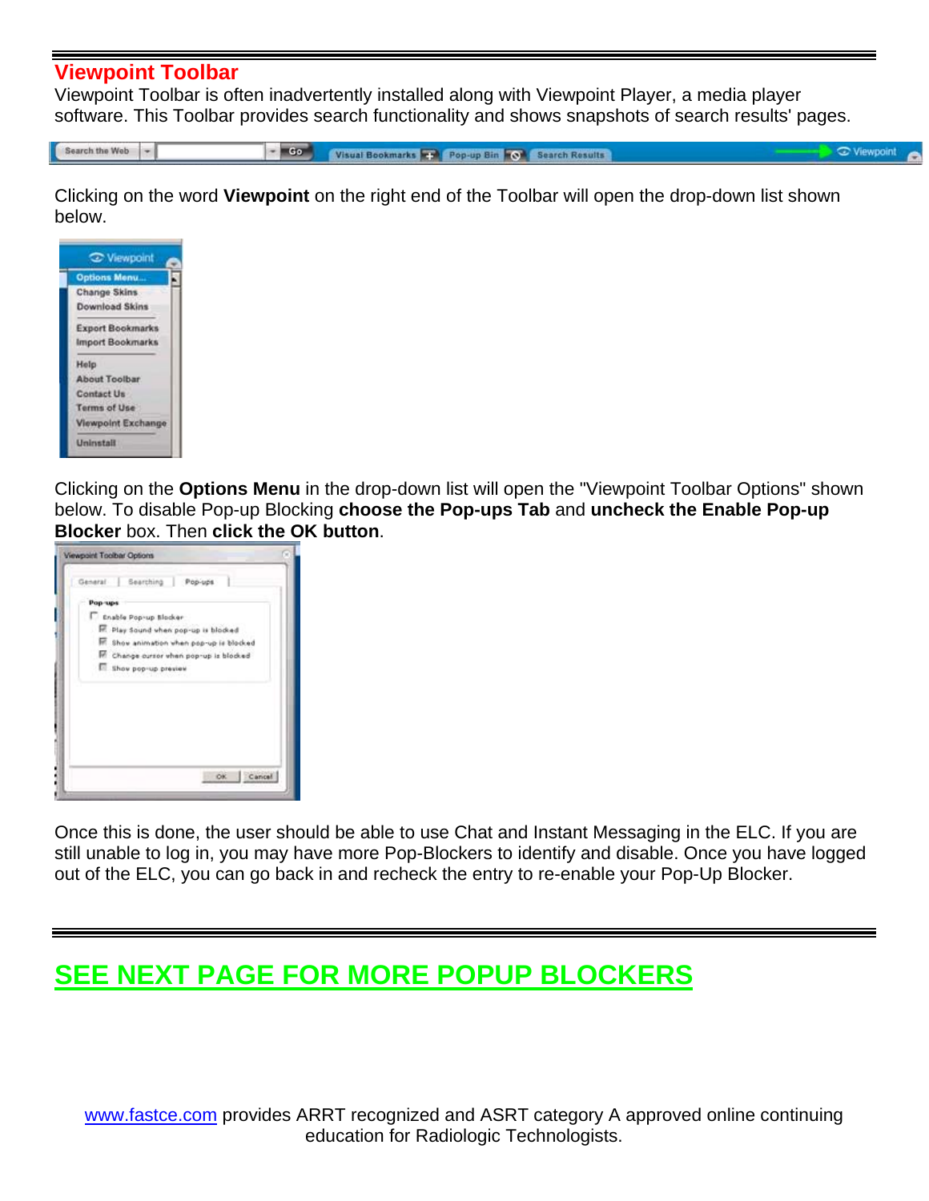## Viewpoint Toolbar

Viewpoint Toolbar is often inadvertently installed along with Viewpoint Player, a media player software. This Toolbar provides search functionality and shows snapshots of search results' pages.

Clicking on the word **Viewpoint** on the right end of the Toolbar will open the drop-down list shown below.

Clicking on the **Options Menu** in the drop-down list will open the "Viewpoint Toolbar Options" shown below. To disable Pop-up Blocking **choose the Pop-ups Tab** and **uncheck the Enable Pop-up Blocker** box. Then **click the OK button**.

Once this is done, the user should be able to use Chat and Instant Messaging in the ELC. If you are still unable to log in, you may have more Pop-Blockers to identify and disable. Once you have logged out of the ELC, you can go back in and recheck the entry to re-enable your Pop-Up Blocker.

---

## SEE NEXT PAGE FOR MORE POPUP BLOCKERS

www.fastce.com provides ARRT recognized and ASRT category A approved online continuing education for Radiologic Technologists.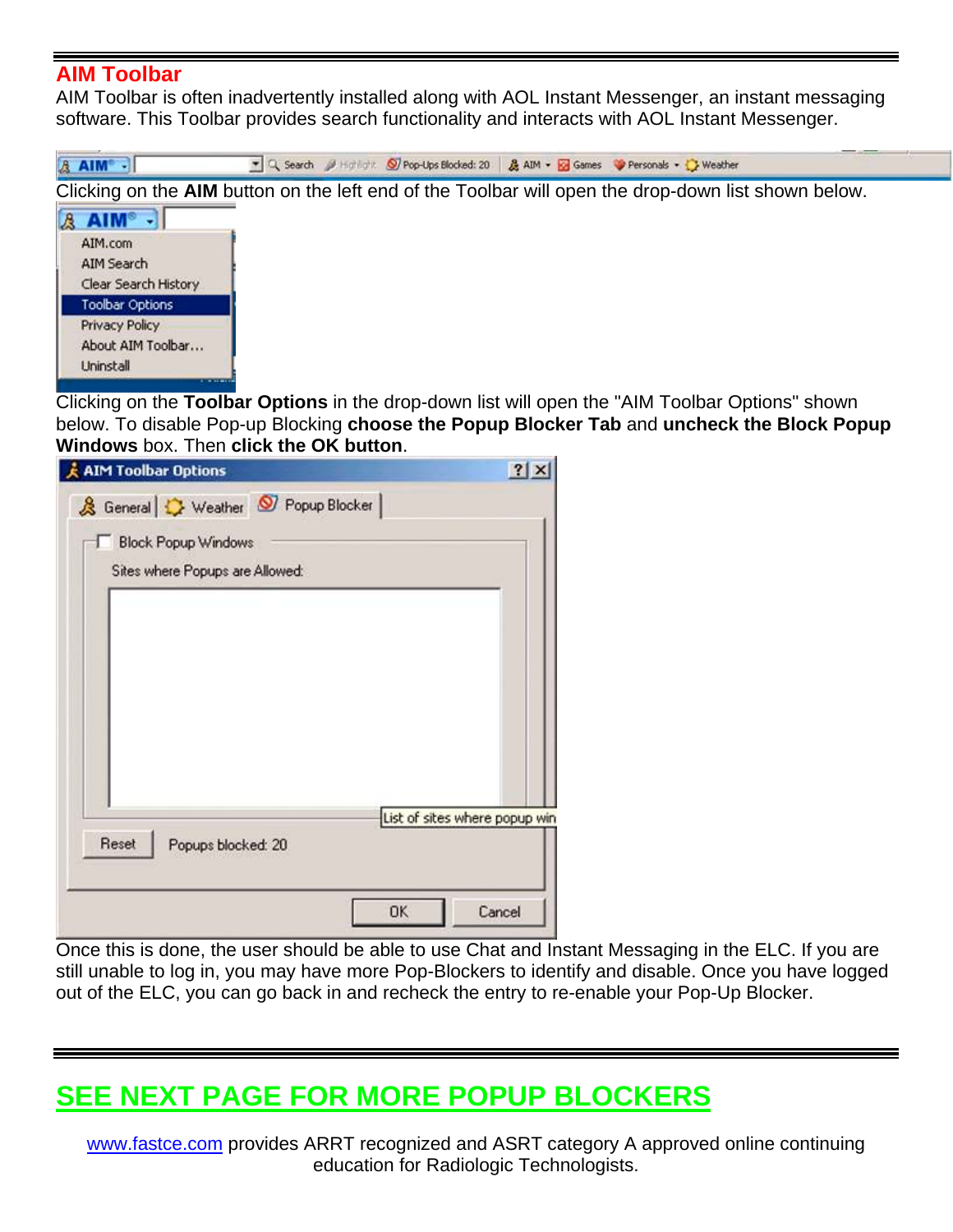## AIM Toolbar

AIM Toolbar is often inadvertently installed along with AOL Instant Messenger, an instant messaging software. This Toolbar provides search functionality and interacts with AOL Instant Messenger.

Clicking on the **AIM** button on the left end of the Toolbar will open the drop-down list shown below.

Clicking on the **Toolbar Options** in the drop-down list will open the "AIM Toolbar Options" shown below. To disable Pop-up Blocking **choose the Popup Blocker Tab** and **uncheck the Block Popup Windows** box. Then **click the OK button**.

Once this is done, the user should be able to use Chat and Instant Messaging in the ELC. If you are still unable to log in, you may have more Pop-Blockers to identify and disable. Once you have logged out of the ELC, you can go back in and recheck the entry to re-enable your Pop-Up Blocker.

---

## SEE NEXT PAGE FOR MORE POPUP BLOCKERS

www.fastce.com provides ARRT recognized and ASRT category A approved online continuing education for Radiologic Technologists.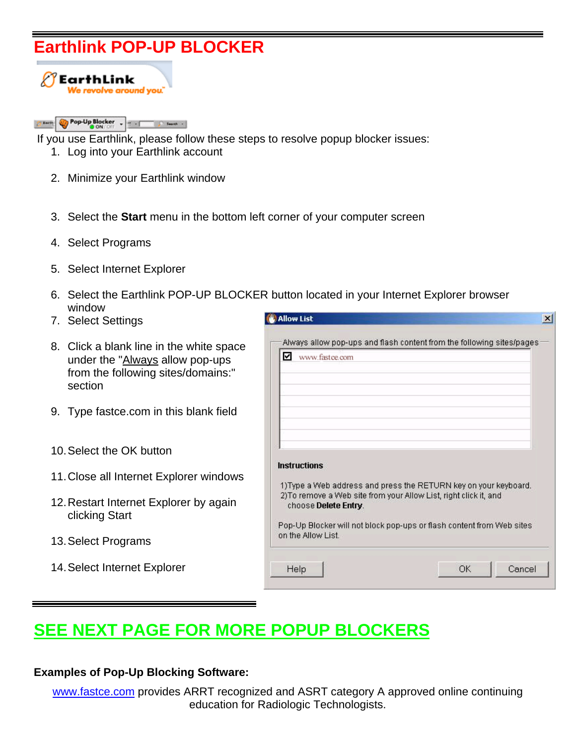# Earthlink POP-UP BLOCKER

If you use Earthlink, please follow these steps to resolve popup blocker issues:

1. Log into your Earthlink account
2. Minimize your Earthlink window
3. Select the **Start** menu in the bottom left corner of your computer screen
4. Select Programs
5. Select Internet Explorer
6. Select the Earthlink POP-UP BLOCKER button located in your Internet Explorer browser window
7. Select Settings
8. Click a blank line in the white space under the "Always allow pop-ups from the following sites/domains:" section
9. Type fastce.com in this blank field
10. Select the OK button
11. Close all Internet Explorer windows
12. Restart Internet Explorer by again clicking Start
13. Select Programs
14. Select Internet Explorer

## SEE NEXT PAGE FOR MORE POPUP BLOCKERS

**Examples of Pop-Up Blocking Software:**

www.fastce.com provides ARRT recognized and ASRT category A approved online continuing education for Radiologic Technologists.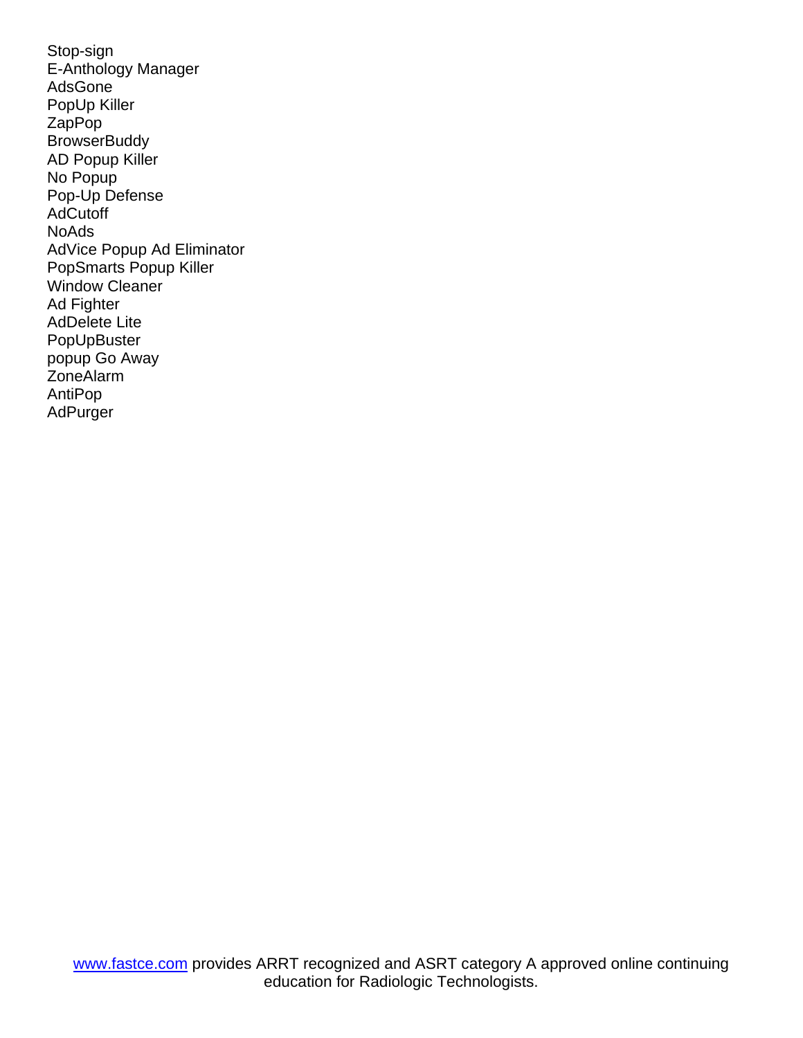Stop-sign
E-Anthology Manager
AdsGone
PopUp Killer
ZapPop
BrowserBuddy
AD Popup Killer
No Popup
Pop-Up Defense
AdCutoff
NoAds
AdVice Popup Ad Eliminator
PopSmarts Popup Killer
Window Cleaner
Ad Fighter
AdDelete Lite
PopUpBuster
popup Go Away
ZoneAlarm
AntiPop
AdPurger